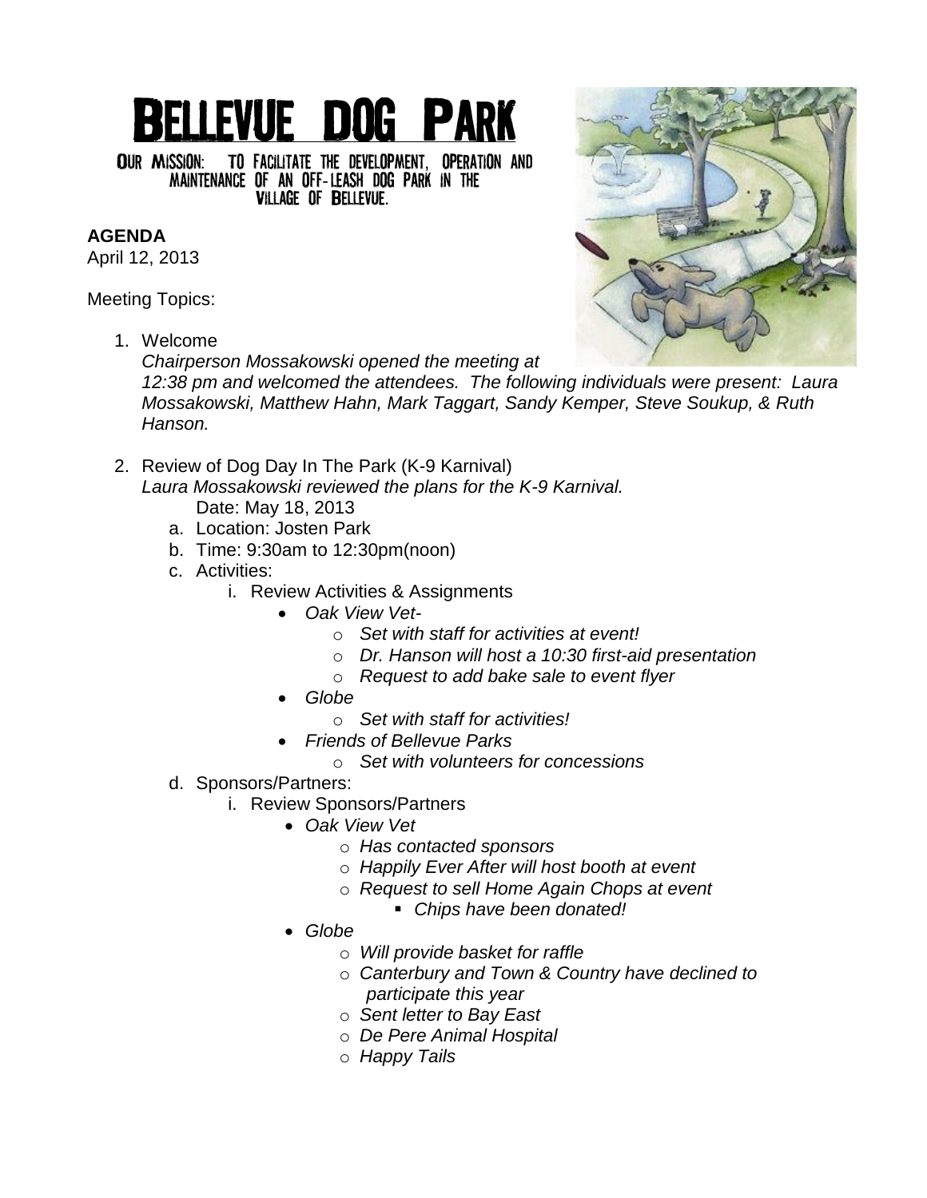# BELLEVUE DOG PARK

OUR MISSION: TO FACILITATE THE DEVELOPMENT, OPERATION AND MAINTENANCE OF AN OFF-LEASH DOG PARK IN THE VILLAGE OF BELLEVUE.

**AGENDA**

April 12, 2013

Meeting Topics:

1. Welcome

   *Chairperson Mossakowski opened the meeting at 12:38 pm and welcomed the attendees. The following individuals were present: Laura Mossakowski, Matthew Hahn, Mark Taggart, Sandy Kemper, Steve Soukup, & Ruth Hanson.*

2. Review of Dog Day In The Park (K-9 Karnival)

   *Laura Mossakowski reviewed the plans for the K-9 Karnival.*

   Date: May 18, 2013

   a. Location: Josten Park
   b. Time: 9:30am to 12:30pm(noon)
   c. Activities:
      i. Review Activities & Assignments
         - *Oak View Vet-*
           - *Set with staff for activities at event!*
           - *Dr. Hanson will host a 10:30 first-aid presentation*
           - *Request to add bake sale to event flyer*
         - *Globe*
           - *Set with staff for activities!*
         - *Friends of Bellevue Parks*
           - *Set with volunteers for concessions*
   d. Sponsors/Partners:
      i. Review Sponsors/Partners
         - *Oak View Vet*
           - *Has contacted sponsors*
           - *Happily Ever After will host booth at event*
           - *Request to sell Home Again Chops at event*
             - *Chips have been donated!*
         - *Globe*
           - *Will provide basket for raffle*
           - *Canterbury and Town & Country have declined to participate this year*
           - *Sent letter to Bay East*
           - *De Pere Animal Hospital*
           - *Happy Tails*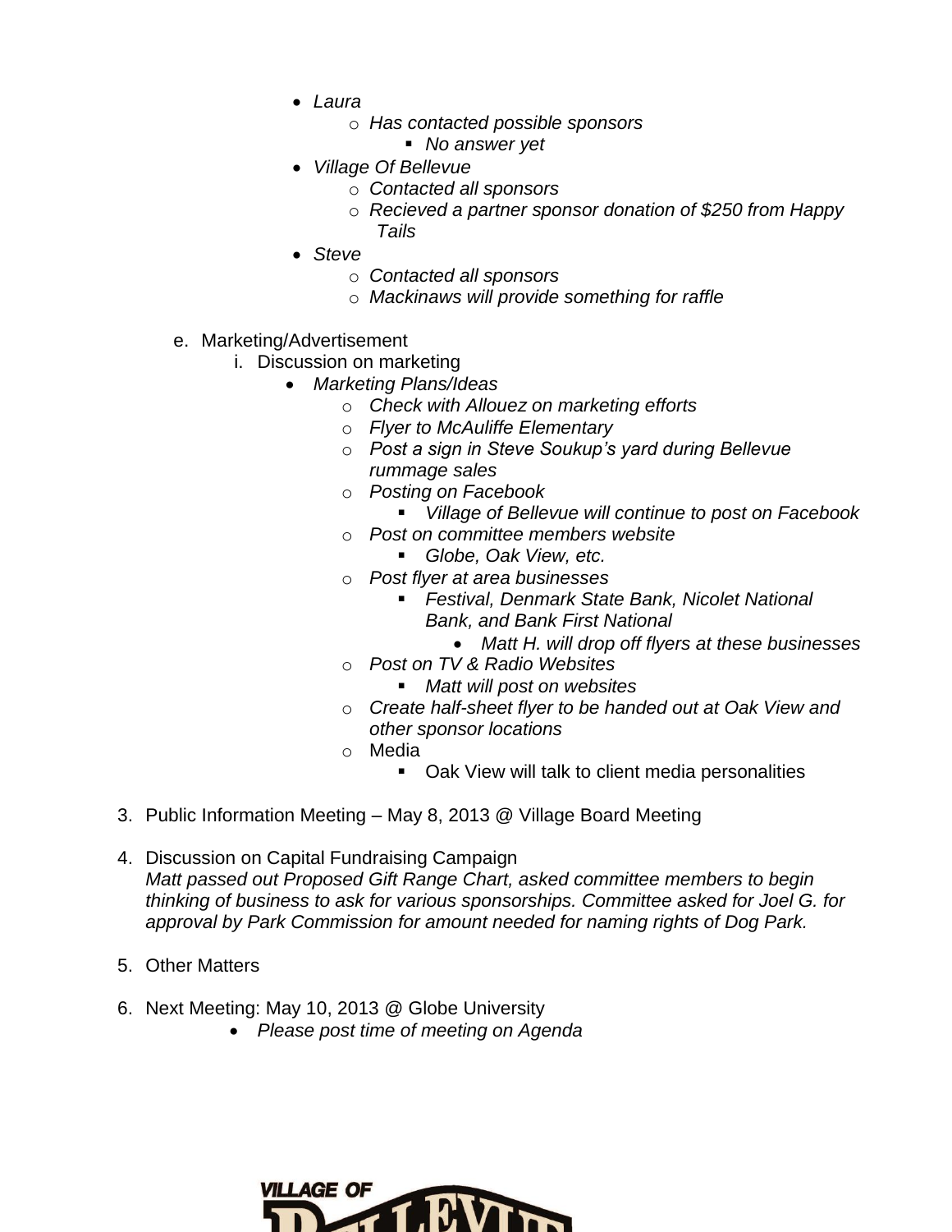- *Laura*
    - *Has contacted possible sponsors*
        - *No answer yet*
- *Village Of Bellevue*
    - *Contacted all sponsors*
    - *Recieved a partner sponsor donation of $250 from Happy Tails*
- *Steve*
    - *Contacted all sponsors*
    - *Mackinaws will provide something for raffle*

e. Marketing/Advertisement

i. Discussion on marketing

- *Marketing Plans/Ideas*
    - *Check with Allouez on marketing efforts*
    - *Flyer to McAuliffe Elementary*
    - *Post a sign in Steve Soukup's yard during Bellevue rummage sales*
    - *Posting on Facebook*
        - *Village of Bellevue will continue to post on Facebook*
    - *Post on committee members website*
        - *Globe, Oak View, etc.*
    - *Post flyer at area businesses*
        - *Festival, Denmark State Bank, Nicolet National Bank, and Bank First National*
            - *Matt H. will drop off flyers at these businesses*
    - *Post on TV & Radio Websites*
        - *Matt will post on websites*
    - *Create half-sheet flyer to be handed out at Oak View and other sponsor locations*
    - Media
        - Oak View will talk to client media personalities

3. Public Information Meeting – May 8, 2013 @ Village Board Meeting

4. Discussion on Capital Fundraising Campaign
*Matt passed out Proposed Gift Range Chart, asked committee members to begin thinking of business to ask for various sponsorships. Committee asked for Joel G. for approval by Park Commission for amount needed for naming rights of Dog Park.*

5. Other Matters

6. Next Meeting: May 10, 2013 @ Globe University
    - *Please post time of meeting on Agenda*